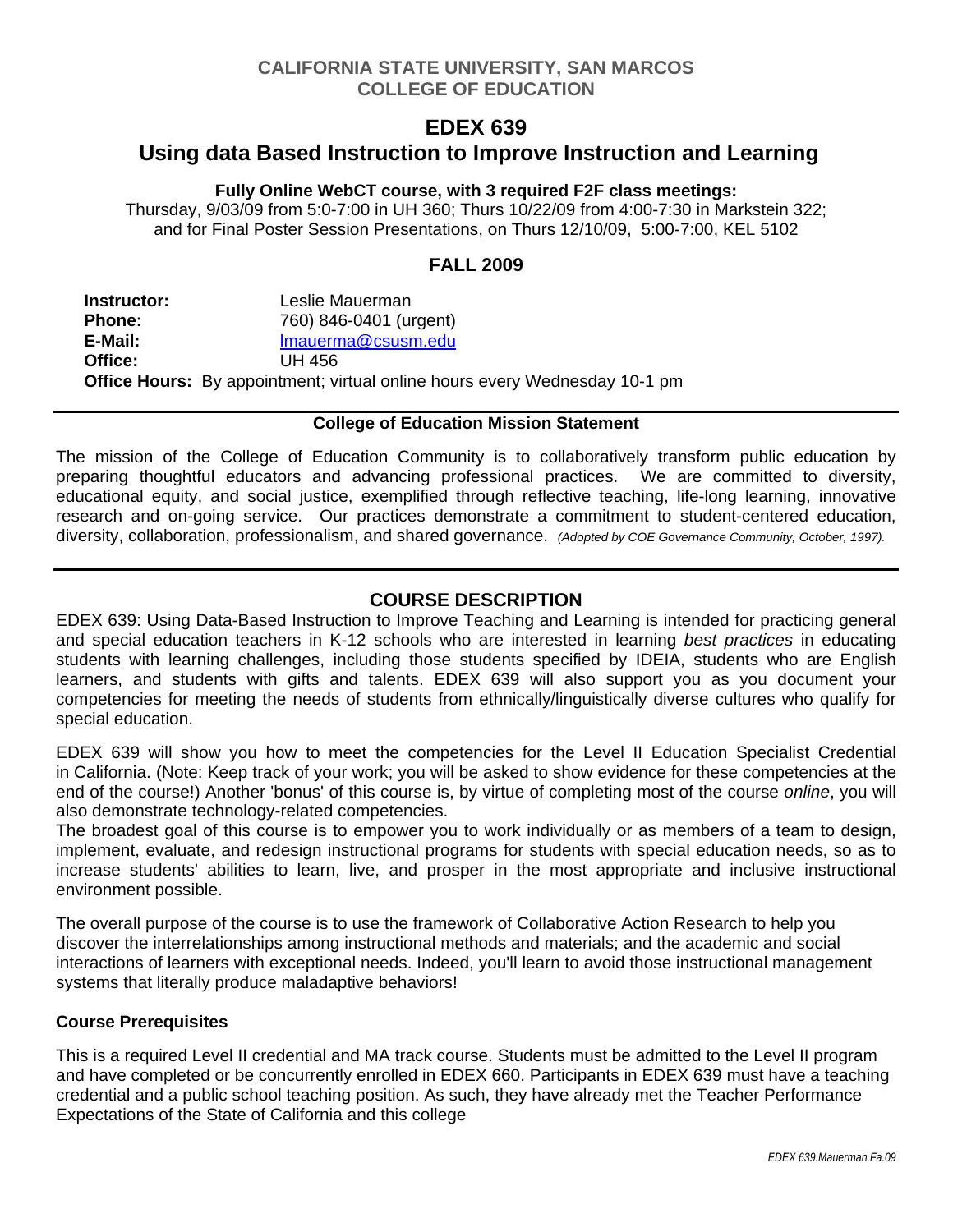**CALIFORNIA STATE UNIVERSITY, SAN MARCOS**
**COLLEGE OF EDUCATION**

# EDEX 639

# Using data Based Instruction to Improve Instruction and Learning

**Fully Online WebCT course, with 3 required F2F class meetings:**
Thursday, 9/03/09 from 5:0-7:00 in UH 360; Thurs 10/22/09 from 4:00-7:30 in Markstein 322; and for Final Poster Session Presentations, on Thurs 12/10/09, 5:00-7:00, KEL 5102

## FALL 2009

**Instructor:** Leslie Mauerman
**Phone:** 760) 846-0401 (urgent)
**E-Mail:** lmauerma@csusm.edu
**Office:** UH 456
**Office Hours:** By appointment; virtual online hours every Wednesday 10-1 pm

---

**College of Education Mission Statement**

The mission of the College of Education Community is to collaboratively transform public education by preparing thoughtful educators and advancing professional practices. We are committed to diversity, educational equity, and social justice, exemplified through reflective teaching, life-long learning, innovative research and on-going service. Our practices demonstrate a commitment to student-centered education, diversity, collaboration, professionalism, and shared governance. *(Adopted by COE Governance Community, October, 1997).*

---

## COURSE DESCRIPTION

EDEX 639: Using Data-Based Instruction to Improve Teaching and Learning is intended for practicing general and special education teachers in K-12 schools who are interested in learning *best practices* in educating students with learning challenges, including those students specified by IDEIA, students who are English learners, and students with gifts and talents. EDEX 639 will also support you as you document your competencies for meeting the needs of students from ethnically/linguistically diverse cultures who qualify for special education.

EDEX 639 will show you how to meet the competencies for the Level II Education Specialist Credential in California. (Note: Keep track of your work; you will be asked to show evidence for these competencies at the end of the course!) Another 'bonus' of this course is, by virtue of completing most of the course *online*, you will also demonstrate technology-related competencies.

The broadest goal of this course is to empower you to work individually or as members of a team to design, implement, evaluate, and redesign instructional programs for students with special education needs, so as to increase students' abilities to learn, live, and prosper in the most appropriate and inclusive instructional environment possible.

The overall purpose of the course is to use the framework of Collaborative Action Research to help you discover the interrelationships among instructional methods and materials; and the academic and social interactions of learners with exceptional needs. Indeed, you'll learn to avoid those instructional management systems that literally produce maladaptive behaviors!

### Course Prerequisites

This is a required Level II credential and MA track course. Students must be admitted to the Level II program and have completed or be concurrently enrolled in EDEX 660. Participants in EDEX 639 must have a teaching credential and a public school teaching position. As such, they have already met the Teacher Performance Expectations of the State of California and this college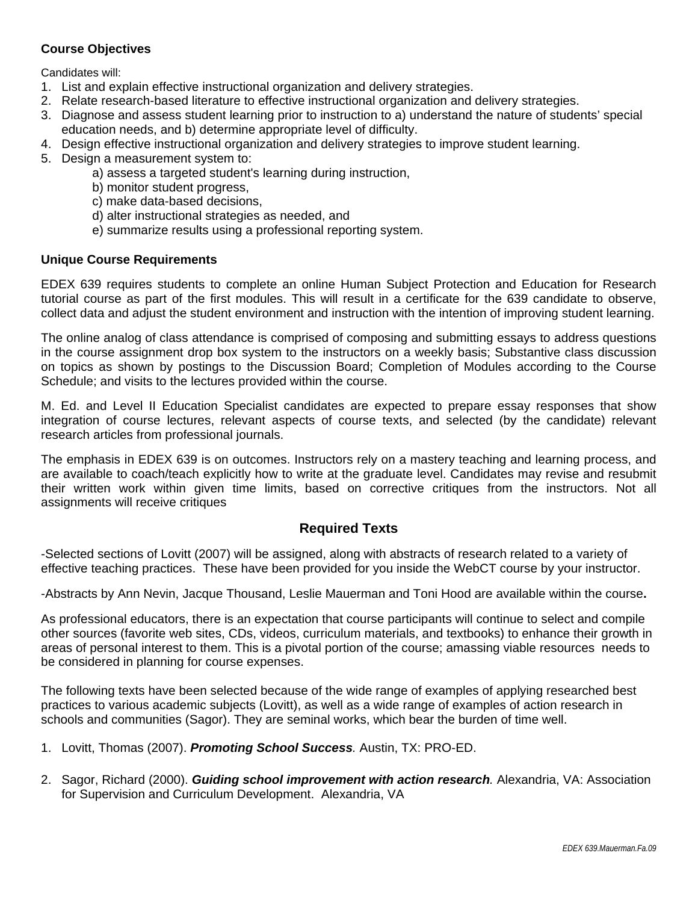**Course Objectives**

Candidates will:

1. List and explain effective instructional organization and delivery strategies.
2. Relate research-based literature to effective instructional organization and delivery strategies.
3. Diagnose and assess student learning prior to instruction to a) understand the nature of students' special education needs, and b) determine appropriate level of difficulty.
4. Design effective instructional organization and delivery strategies to improve student learning.
5. Design a measurement system to:
   a) assess a targeted student's learning during instruction,
   b) monitor student progress,
   c) make data-based decisions,
   d) alter instructional strategies as needed, and
   e) summarize results using a professional reporting system.

**Unique Course Requirements**

EDEX 639 requires students to complete an online Human Subject Protection and Education for Research tutorial course as part of the first modules. This will result in a certificate for the 639 candidate to observe, collect data and adjust the student environment and instruction with the intention of improving student learning.

The online analog of class attendance is comprised of composing and submitting essays to address questions in the course assignment drop box system to the instructors on a weekly basis; Substantive class discussion on topics as shown by postings to the Discussion Board; Completion of Modules according to the Course Schedule; and visits to the lectures provided within the course.

M. Ed. and Level II Education Specialist candidates are expected to prepare essay responses that show integration of course lectures, relevant aspects of course texts, and selected (by the candidate) relevant research articles from professional journals.

The emphasis in EDEX 639 is on outcomes. Instructors rely on a mastery teaching and learning process, and are available to coach/teach explicitly how to write at the graduate level. Candidates may revise and resubmit their written work within given time limits, based on corrective critiques from the instructors. Not all assignments will receive critiques

## Required Texts

-Selected sections of Lovitt (2007) will be assigned, along with abstracts of research related to a variety of effective teaching practices. These have been provided for you inside the WebCT course by your instructor.

-Abstracts by Ann Nevin, Jacque Thousand, Leslie Mauerman and Toni Hood are available within the course**.**

As professional educators, there is an expectation that course participants will continue to select and compile other sources (favorite web sites, CDs, videos, curriculum materials, and textbooks) to enhance their growth in areas of personal interest to them. This is a pivotal portion of the course; amassing viable resources needs to be considered in planning for course expenses.

The following texts have been selected because of the wide range of examples of applying researched best practices to various academic subjects (Lovitt), as well as a wide range of examples of action research in schools and communities (Sagor). They are seminal works, which bear the burden of time well.

1. Lovitt, Thomas (2007). ***Promoting School Success***. Austin, TX: PRO-ED.

2. Sagor, Richard (2000). ***Guiding school improvement with action research***. Alexandria, VA: Association for Supervision and Curriculum Development. Alexandria, VA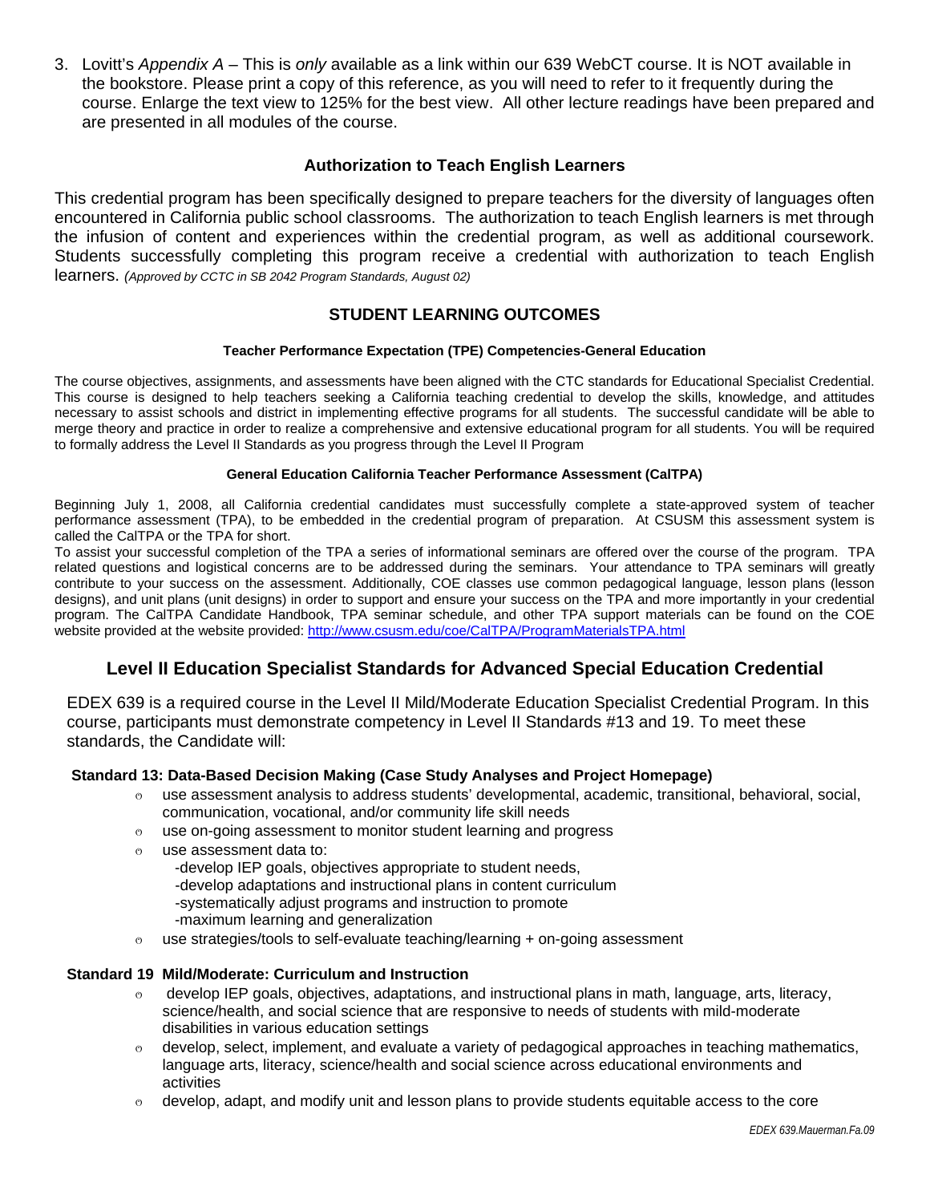3. Lovitt's *Appendix A* – This is *only* available as a link within our 639 WebCT course. It is NOT available in the bookstore. Please print a copy of this reference, as you will need to refer to it frequently during the course. Enlarge the text view to 125% for the best view. All other lecture readings have been prepared and are presented in all modules of the course.

### Authorization to Teach English Learners

This credential program has been specifically designed to prepare teachers for the diversity of languages often encountered in California public school classrooms. The authorization to teach English learners is met through the infusion of content and experiences within the credential program, as well as additional coursework. Students successfully completing this program receive a credential with authorization to teach English learners. *(Approved by CCTC in SB 2042 Program Standards, August 02)*

## STUDENT LEARNING OUTCOMES

#### Teacher Performance Expectation (TPE) Competencies-General Education

The course objectives, assignments, and assessments have been aligned with the CTC standards for Educational Specialist Credential. This course is designed to help teachers seeking a California teaching credential to develop the skills, knowledge, and attitudes necessary to assist schools and district in implementing effective programs for all students. The successful candidate will be able to merge theory and practice in order to realize a comprehensive and extensive educational program for all students. You will be required to formally address the Level II Standards as you progress through the Level II Program

#### General Education California Teacher Performance Assessment (CalTPA)

Beginning July 1, 2008, all California credential candidates must successfully complete a state-approved system of teacher performance assessment (TPA), to be embedded in the credential program of preparation. At CSUSM this assessment system is called the CalTPA or the TPA for short.

To assist your successful completion of the TPA a series of informational seminars are offered over the course of the program. TPA related questions and logistical concerns are to be addressed during the seminars. Your attendance to TPA seminars will greatly contribute to your success on the assessment. Additionally, COE classes use common pedagogical language, lesson plans (lesson designs), and unit plans (unit designs) in order to support and ensure your success on the TPA and more importantly in your credential program. The CalTPA Candidate Handbook, TPA seminar schedule, and other TPA support materials can be found on the COE website provided at the website provided: http://www.csusm.edu/coe/CalTPA/ProgramMaterialsTPA.html

## Level II Education Specialist Standards for Advanced Special Education Credential

EDEX 639 is a required course in the Level II Mild/Moderate Education Specialist Credential Program. In this course, participants must demonstrate competency in Level II Standards #13 and 19. To meet these standards, the Candidate will:

**Standard 13: Data-Based Decision Making (Case Study Analyses and Project Homepage)**

- use assessment analysis to address students' developmental, academic, transitional, behavioral, social, communication, vocational, and/or community life skill needs
- use on-going assessment to monitor student learning and progress
- use assessment data to:
  - -develop IEP goals, objectives appropriate to student needs,
  - -develop adaptations and instructional plans in content curriculum
  - -systematically adjust programs and instruction to promote
  - -maximum learning and generalization
- use strategies/tools to self-evaluate teaching/learning + on-going assessment

**Standard 19 Mild/Moderate: Curriculum and Instruction**

- develop IEP goals, objectives, adaptations, and instructional plans in math, language, arts, literacy, science/health, and social science that are responsive to needs of students with mild-moderate disabilities in various education settings
- develop, select, implement, and evaluate a variety of pedagogical approaches in teaching mathematics, language arts, literacy, science/health and social science across educational environments and activities
- develop, adapt, and modify unit and lesson plans to provide students equitable access to the core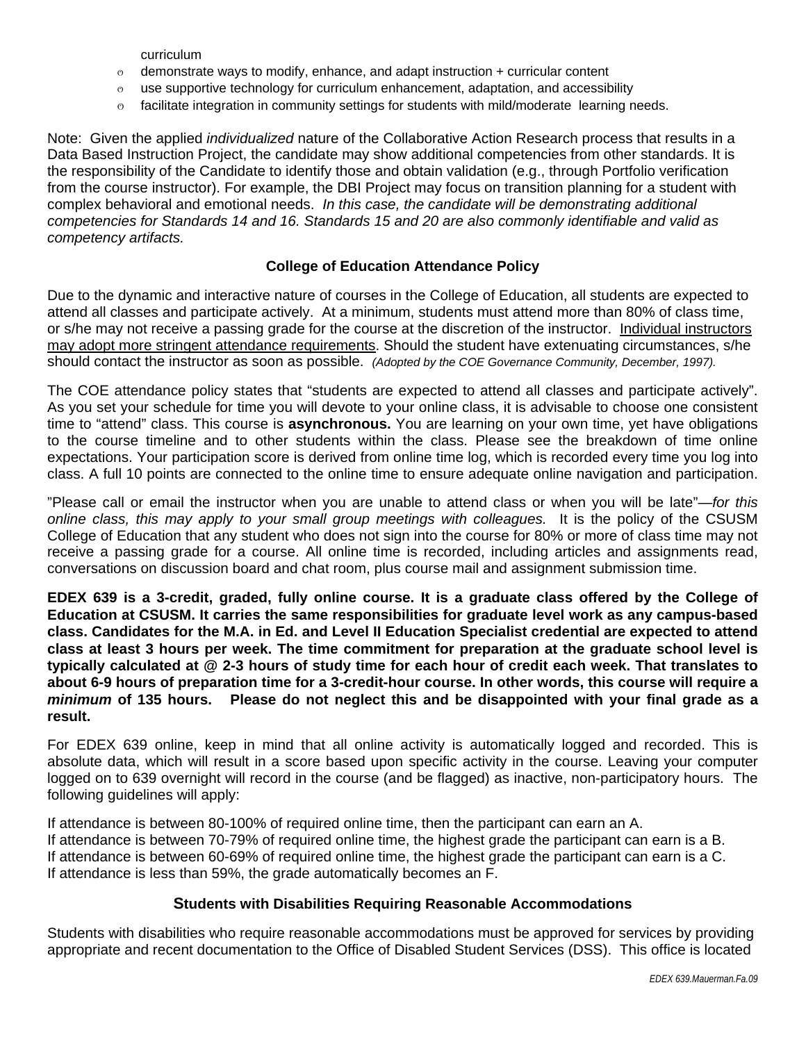curriculum

- demonstrate ways to modify, enhance, and adapt instruction + curricular content
- use supportive technology for curriculum enhancement, adaptation, and accessibility
- facilitate integration in community settings for students with mild/moderate learning needs.

Note: Given the applied *individualized* nature of the Collaborative Action Research process that results in a Data Based Instruction Project, the candidate may show additional competencies from other standards. It is the responsibility of the Candidate to identify those and obtain validation (e.g., through Portfolio verification from the course instructor). For example, the DBI Project may focus on transition planning for a student with complex behavioral and emotional needs. *In this case, the candidate will be demonstrating additional competencies for Standards 14 and 16. Standards 15 and 20 are also commonly identifiable and valid as competency artifacts.*

### College of Education Attendance Policy

Due to the dynamic and interactive nature of courses in the College of Education, all students are expected to attend all classes and participate actively. At a minimum, students must attend more than 80% of class time, or s/he may not receive a passing grade for the course at the discretion of the instructor. Individual instructors may adopt more stringent attendance requirements. Should the student have extenuating circumstances, s/he should contact the instructor as soon as possible. *(Adopted by the COE Governance Community, December, 1997).*

The COE attendance policy states that "students are expected to attend all classes and participate actively". As you set your schedule for time you will devote to your online class, it is advisable to choose one consistent time to "attend" class. This course is **asynchronous.** You are learning on your own time, yet have obligations to the course timeline and to other students within the class. Please see the breakdown of time online expectations. Your participation score is derived from online time log, which is recorded every time you log into class. A full 10 points are connected to the online time to ensure adequate online navigation and participation.

"Please call or email the instructor when you are unable to attend class or when you will be late"—*for this online class, this may apply to your small group meetings with colleagues.* It is the policy of the CSUSM College of Education that any student who does not sign into the course for 80% or more of class time may not receive a passing grade for a course. All online time is recorded, including articles and assignments read, conversations on discussion board and chat room, plus course mail and assignment submission time.

**EDEX 639 is a 3-credit, graded, fully online course. It is a graduate class offered by the College of Education at CSUSM. It carries the same responsibilities for graduate level work as any campus-based class. Candidates for the M.A. in Ed. and Level II Education Specialist credential are expected to attend class at least 3 hours per week. The time commitment for preparation at the graduate school level is typically calculated at @ 2-3 hours of study time for each hour of credit each week. That translates to about 6-9 hours of preparation time for a 3-credit-hour course. In other words, this course will require a *minimum* of 135 hours. Please do not neglect this and be disappointed with your final grade as a result.**

For EDEX 639 online, keep in mind that all online activity is automatically logged and recorded. This is absolute data, which will result in a score based upon specific activity in the course. Leaving your computer logged on to 639 overnight will record in the course (and be flagged) as inactive, non-participatory hours. The following guidelines will apply:

If attendance is between 80-100% of required online time, then the participant can earn an A.
If attendance is between 70-79% of required online time, the highest grade the participant can earn is a B.
If attendance is between 60-69% of required online time, the highest grade the participant can earn is a C.
If attendance is less than 59%, the grade automatically becomes an F.

### Students with Disabilities Requiring Reasonable Accommodations

Students with disabilities who require reasonable accommodations must be approved for services by providing appropriate and recent documentation to the Office of Disabled Student Services (DSS). This office is located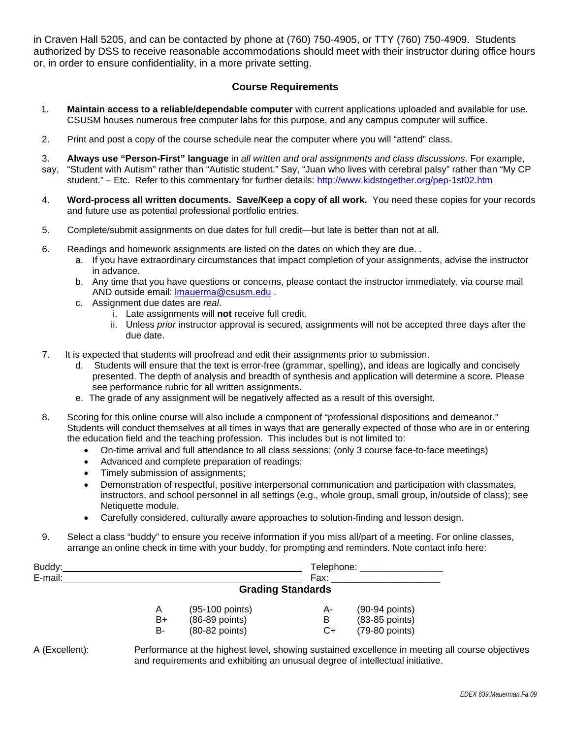in Craven Hall 5205, and can be contacted by phone at (760) 750-4905, or TTY (760) 750-4909. Students authorized by DSS to receive reasonable accommodations should meet with their instructor during office hours or, in order to ensure confidentiality, in a more private setting.

## Course Requirements

1. **Maintain access to a reliable/dependable computer** with current applications uploaded and available for use. CSUSM houses numerous free computer labs for this purpose, and any campus computer will suffice.

2. Print and post a copy of the course schedule near the computer where you will "attend" class.

3. **Always use "Person-First" language** in *all written and oral assignments and class discussions*. For example, say, "Student with Autism" rather than "Autistic student." Say, "Juan who lives with cerebral palsy" rather than "My CP student." – Etc. Refer to this commentary for further details: http://www.kidstogether.org/pep-1st02.htm

4. **Word-process all written documents. Save/Keep a copy of all work.** You need these copies for your records and future use as potential professional portfolio entries.

5. Complete/submit assignments on due dates for full credit—but late is better than not at all.

6. Readings and homework assignments are listed on the dates on which they are due. .
   a. If you have extraordinary circumstances that impact completion of your assignments, advise the instructor in advance.
   b. Any time that you have questions or concerns, please contact the instructor immediately, via course mail AND outside email: lmauerma@csusm.edu .
   c. Assignment due dates are *real*.
      i. Late assignments will **not** receive full credit.
      ii. Unless *prior* instructor approval is secured, assignments will not be accepted three days after the due date.

7. It is expected that students will proofread and edit their assignments prior to submission.
   d. Students will ensure that the text is error-free (grammar, spelling), and ideas are logically and concisely presented. The depth of analysis and breadth of synthesis and application will determine a score. Please see performance rubric for all written assignments.
   e. The grade of any assignment will be negatively affected as a result of this oversight.

8. Scoring for this online course will also include a component of "professional dispositions and demeanor." Students will conduct themselves at all times in ways that are generally expected of those who are in or entering the education field and the teaching profession. This includes but is not limited to:
   - On-time arrival and full attendance to all class sessions; (only 3 course face-to-face meetings)
   - Advanced and complete preparation of readings;
   - Timely submission of assignments;
   - Demonstration of respectful, positive interpersonal communication and participation with classmates, instructors, and school personnel in all settings (e.g., whole group, small group, in/outside of class); see Netiquette module.
   - Carefully considered, culturally aware approaches to solution-finding and lesson design.

9. Select a class "buddy" to ensure you receive information if you miss all/part of a meeting. For online classes, arrange an online check in time with your buddy, for prompting and reminders. Note contact info here:

Buddy:______________________________ Telephone: ________________
E-mail:______________________________ Fax: _____________________

## Grading Standards

| | | | |
|---|---|---|---|
| A | (95-100 points) | A- | (90-94 points) |
| B+ | (86-89 points) | B | (83-85 points) |
| B- | (80-82 points) | C+ | (79-80 points) |

A (Excellent): Performance at the highest level, showing sustained excellence in meeting all course objectives and requirements and exhibiting an unusual degree of intellectual initiative.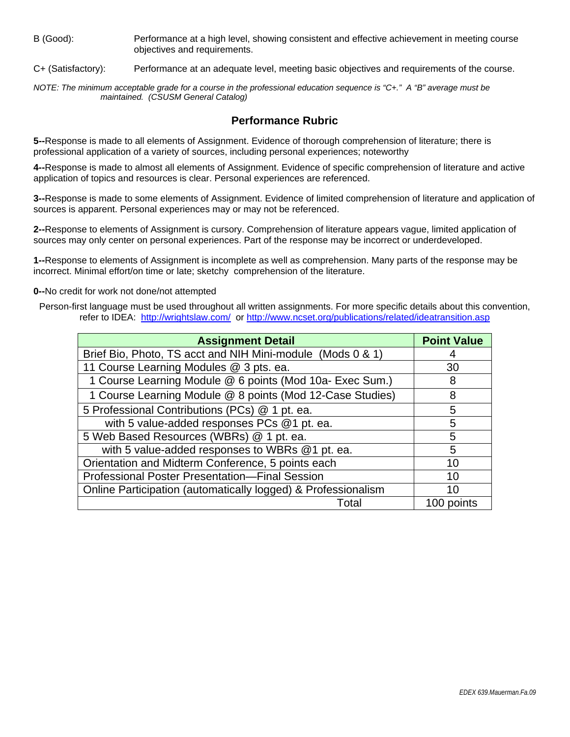B (Good): Performance at a high level, showing consistent and effective achievement in meeting course objectives and requirements.

C+ (Satisfactory): Performance at an adequate level, meeting basic objectives and requirements of the course.

*NOTE: The minimum acceptable grade for a course in the professional education sequence is "C+." A "B" average must be maintained. (CSUSM General Catalog)*

## Performance Rubric

**5--**Response is made to all elements of Assignment. Evidence of thorough comprehension of literature; there is professional application of a variety of sources, including personal experiences; noteworthy

**4--**Response is made to almost all elements of Assignment. Evidence of specific comprehension of literature and active application of topics and resources is clear. Personal experiences are referenced.

**3--**Response is made to some elements of Assignment. Evidence of limited comprehension of literature and application of sources is apparent. Personal experiences may or may not be referenced.

**2--**Response to elements of Assignment is cursory. Comprehension of literature appears vague, limited application of sources may only center on personal experiences. Part of the response may be incorrect or underdeveloped.

**1--**Response to elements of Assignment is incomplete as well as comprehension. Many parts of the response may be incorrect. Minimal effort/on time or late; sketchy comprehension of the literature.

**0--**No credit for work not done/not attempted

Person-first language must be used throughout all written assignments. For more specific details about this convention, refer to IDEA: http://wrightslaw.com/ or http://www.ncset.org/publications/related/ideatransition.asp

| Assignment Detail | Point Value |
|---|---|
| Brief Bio, Photo, TS acct and NIH Mini-module (Mods 0 & 1) | 4 |
| 11 Course Learning Modules @ 3 pts. ea. | 30 |
| 1 Course Learning Module @ 6 points (Mod 10a- Exec Sum.) | 8 |
| 1 Course Learning Module @ 8 points (Mod 12-Case Studies) | 8 |
| 5 Professional Contributions (PCs) @ 1 pt. ea. | 5 |
| with 5 value-added responses PCs @1 pt. ea. | 5 |
| 5 Web Based Resources (WBRs) @ 1 pt. ea. | 5 |
| with 5 value-added responses to WBRs @1 pt. ea. | 5 |
| Orientation and Midterm Conference, 5 points each | 10 |
| Professional Poster Presentation—Final Session | 10 |
| Online Participation (automatically logged) & Professionalism | 10 |
| Total | 100 points |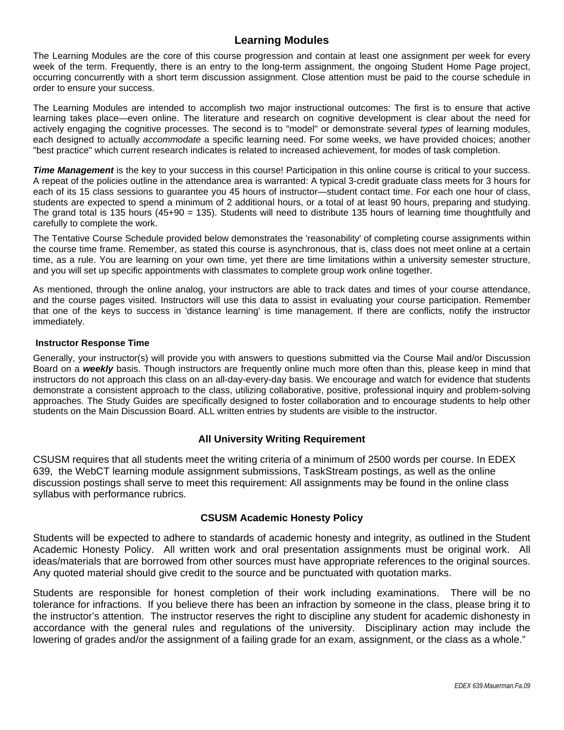## Learning Modules

The Learning Modules are the core of this course progression and contain at least one assignment per week for every week of the term. Frequently, there is an entry to the long-term assignment, the ongoing Student Home Page project, occurring concurrently with a short term discussion assignment. Close attention must be paid to the course schedule in order to ensure your success.

The Learning Modules are intended to accomplish two major instructional outcomes: The first is to ensure that active learning takes place—even online. The literature and research on cognitive development is clear about the need for actively engaging the cognitive processes. The second is to "model" or demonstrate several *types* of learning modules, each designed to actually *accommodate* a specific learning need. For some weeks, we have provided choices; another "best practice" which current research indicates is related to increased achievement, for modes of task completion.

***Time Management*** is the key to your success in this course! Participation in this online course is critical to your success. A repeat of the policies outline in the attendance area is warranted: A typical 3-credit graduate class meets for 3 hours for each of its 15 class sessions to guarantee you 45 hours of instructor—student contact time. For each one hour of class, students are expected to spend a minimum of 2 additional hours, or a total of at least 90 hours, preparing and studying. The grand total is 135 hours (45+90 = 135). Students will need to distribute 135 hours of learning time thoughtfully and carefully to complete the work.

The Tentative Course Schedule provided below demonstrates the 'reasonability' of completing course assignments within the course time frame. Remember, as stated this course is asynchronous, that is, class does not meet online at a certain time, as a rule. You are learning on your own time, yet there are time limitations within a university semester structure, and you will set up specific appointments with classmates to complete group work online together.

As mentioned, through the online analog, your instructors are able to track dates and times of your course attendance, and the course pages visited. Instructors will use this data to assist in evaluating your course participation. Remember that one of the keys to success in 'distance learning' is time management. If there are conflicts, notify the instructor immediately.

#### Instructor Response Time

Generally, your instructor(s) will provide you with answers to questions submitted via the Course Mail and/or Discussion Board on a ***weekly*** basis. Though instructors are frequently online much more often than this, please keep in mind that instructors do not approach this class on an all-day-every-day basis. We encourage and watch for evidence that students demonstrate a consistent approach to the class, utilizing collaborative, positive, professional inquiry and problem-solving approaches. The Study Guides are specifically designed to foster collaboration and to encourage students to help other students on the Main Discussion Board. ALL written entries by students are visible to the instructor.

### All University Writing Requirement

CSUSM requires that all students meet the writing criteria of a minimum of 2500 words per course. In EDEX 639, the WebCT learning module assignment submissions, TaskStream postings, as well as the online discussion postings shall serve to meet this requirement: All assignments may be found in the online class syllabus with performance rubrics.

### CSUSM Academic Honesty Policy

Students will be expected to adhere to standards of academic honesty and integrity, as outlined in the Student Academic Honesty Policy. All written work and oral presentation assignments must be original work. All ideas/materials that are borrowed from other sources must have appropriate references to the original sources. Any quoted material should give credit to the source and be punctuated with quotation marks.

Students are responsible for honest completion of their work including examinations. There will be no tolerance for infractions. If you believe there has been an infraction by someone in the class, please bring it to the instructor's attention. The instructor reserves the right to discipline any student for academic dishonesty in accordance with the general rules and regulations of the university. Disciplinary action may include the lowering of grades and/or the assignment of a failing grade for an exam, assignment, or the class as a whole."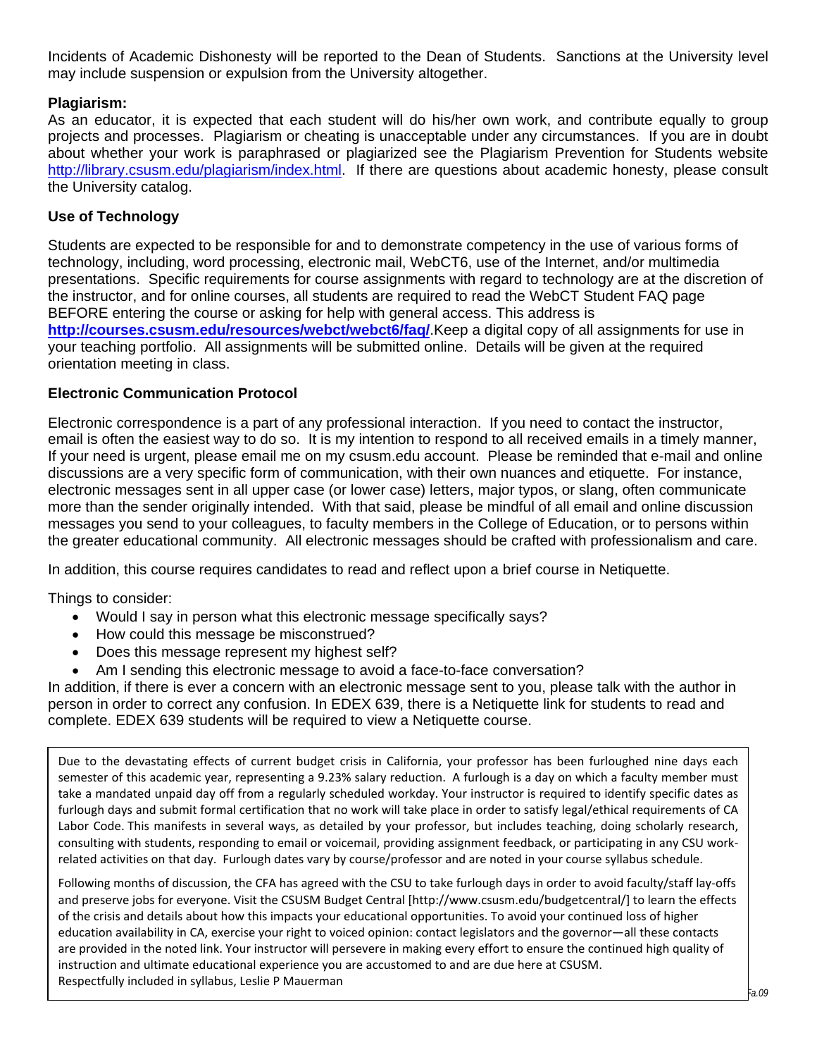Incidents of Academic Dishonesty will be reported to the Dean of Students. Sanctions at the University level may include suspension or expulsion from the University altogether.

**Plagiarism:**

As an educator, it is expected that each student will do his/her own work, and contribute equally to group projects and processes. Plagiarism or cheating is unacceptable under any circumstances. If you are in doubt about whether your work is paraphrased or plagiarized see the Plagiarism Prevention for Students website http://library.csusm.edu/plagiarism/index.html. If there are questions about academic honesty, please consult the University catalog.

**Use of Technology**

Students are expected to be responsible for and to demonstrate competency in the use of various forms of technology, including, word processing, electronic mail, WebCT6, use of the Internet, and/or multimedia presentations. Specific requirements for course assignments with regard to technology are at the discretion of the instructor, and for online courses, all students are required to read the WebCT Student FAQ page BEFORE entering the course or asking for help with general access. This address is **http://courses.csusm.edu/resources/webct/webct6/faq/**.Keep a digital copy of all assignments for use in your teaching portfolio. All assignments will be submitted online. Details will be given at the required orientation meeting in class.

**Electronic Communication Protocol**

Electronic correspondence is a part of any professional interaction. If you need to contact the instructor, email is often the easiest way to do so. It is my intention to respond to all received emails in a timely manner, If your need is urgent, please email me on my csusm.edu account. Please be reminded that e-mail and online discussions are a very specific form of communication, with their own nuances and etiquette. For instance, electronic messages sent in all upper case (or lower case) letters, major typos, or slang, often communicate more than the sender originally intended. With that said, please be mindful of all email and online discussion messages you send to your colleagues, to faculty members in the College of Education, or to persons within the greater educational community. All electronic messages should be crafted with professionalism and care.

In addition, this course requires candidates to read and reflect upon a brief course in Netiquette.

Things to consider:

- Would I say in person what this electronic message specifically says?
- How could this message be misconstrued?
- Does this message represent my highest self?
- Am I sending this electronic message to avoid a face-to-face conversation?

In addition, if there is ever a concern with an electronic message sent to you, please talk with the author in person in order to correct any confusion. In EDEX 639, there is a Netiquette link for students to read and complete. EDEX 639 students will be required to view a Netiquette course.

Due to the devastating effects of current budget crisis in California, your professor has been furloughed nine days each semester of this academic year, representing a 9.23% salary reduction. A furlough is a day on which a faculty member must take a mandated unpaid day off from a regularly scheduled workday. Your instructor is required to identify specific dates as furlough days and submit formal certification that no work will take place in order to satisfy legal/ethical requirements of CA Labor Code. This manifests in several ways, as detailed by your professor, but includes teaching, doing scholarly research, consulting with students, responding to email or voicemail, providing assignment feedback, or participating in any CSU work-related activities on that day. Furlough dates vary by course/professor and are noted in your course syllabus schedule.

Following months of discussion, the CFA has agreed with the CSU to take furlough days in order to avoid faculty/staff lay-offs and preserve jobs for everyone. Visit the CSUSM Budget Central [http://www.csusm.edu/budgetcentral/] to learn the effects of the crisis and details about how this impacts your educational opportunities. To avoid your continued loss of higher education availability in CA, exercise your right to voiced opinion: contact legislators and the governor—all these contacts are provided in the noted link. Your instructor will persevere in making every effort to ensure the continued high quality of instruction and ultimate educational experience you are accustomed to and are due here at CSUSM.
Respectfully included in syllabus, Leslie P Mauerman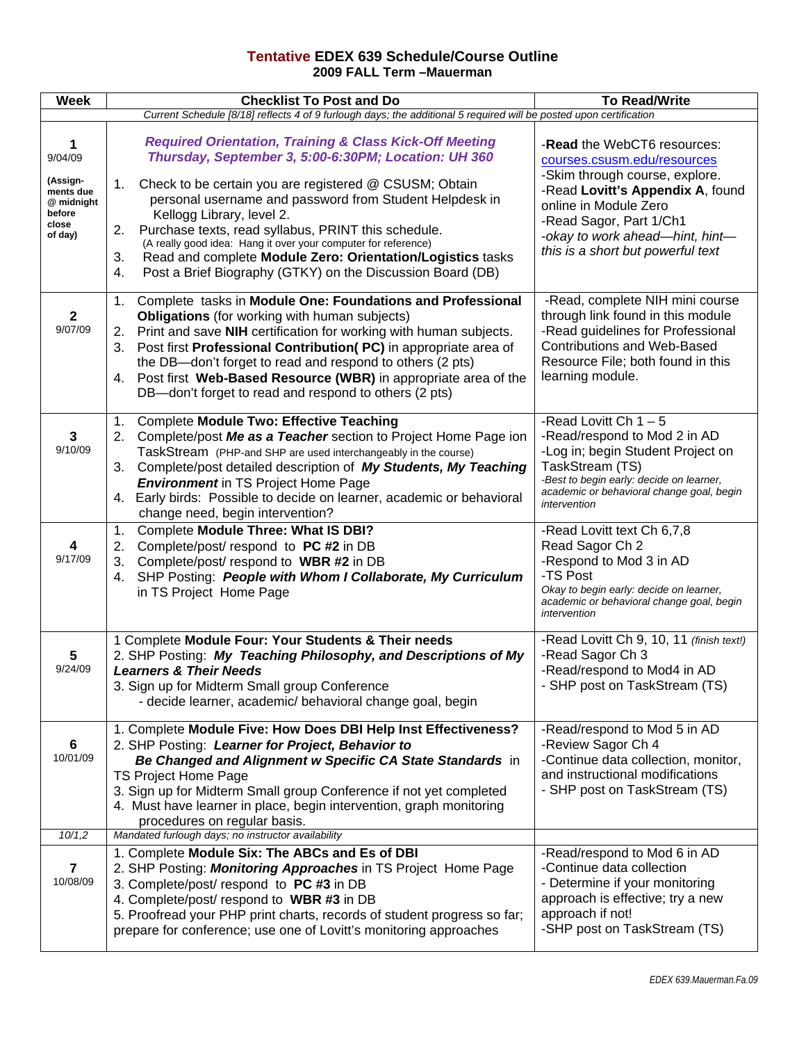# Tentative EDEX 639 Schedule/Course Outline
## 2009 FALL Term –Mauerman

| Week | Checklist To Post and Do | To Read/Write |
|---|---|---|
| *Current Schedule [8/18] reflects 4 of 9 furlough days; the additional 5 required will be posted upon certification* | | |
| **1** 9/04/09 **(Assign-ments due @ midnight before close of day)** | ***Required Orientation, Training & Class Kick-Off Meeting Thursday, September 3, 5:00-6:30PM; Location: UH 360*** 1. Check to be certain you are registered @ CSUSM; Obtain personal username and password from Student Helpdesk in Kellogg Library, level 2. 2. Purchase texts, read syllabus, PRINT this schedule. (A really good idea: Hang it over your computer for reference) 3. Read and complete **Module Zero: Orientation/Logistics** tasks 4. Post a Brief Biography (GTKY) on the Discussion Board (DB) | -**Read** the WebCT6 resources: courses.csusm.edu/resources -Skim through course, explore. -Read **Lovitt's Appendix A**, found online in Module Zero -Read Sagor, Part 1/Ch1 *-okay to work ahead—hint, hint—this is a short but powerful text* |
| **2** 9/07/09 | 1. Complete tasks in **Module One: Foundations and Professional Obligations** (for working with human subjects) 2. Print and save **NIH** certification for working with human subjects. 3. Post first **Professional Contribution( PC)** in appropriate area of the DB—don't forget to read and respond to others (2 pts) 4. Post first **Web-Based Resource (WBR)** in appropriate area of the DB—don't forget to read and respond to others (2 pts) | -Read, complete NIH mini course through link found in this module -Read guidelines for Professional Contributions and Web-Based Resource File; both found in this learning module. |
| **3** 9/10/09 | 1. Complete **Module Two: Effective Teaching** 2. Complete/post ***Me as a Teacher*** section to Project Home Page ion TaskStream (PHP-and SHP are used interchangeably in the course) 3. Complete/post detailed description of ***My Students, My Teaching Environment*** in TS Project Home Page 4. Early birds: Possible to decide on learner, academic or behavioral change need, begin intervention? | -Read Lovitt Ch 1 – 5 -Read/respond to Mod 2 in AD -Log in; begin Student Project on TaskStream (TS) *-Best to begin early: decide on learner, academic or behavioral change goal, begin intervention* |
| **4** 9/17/09 | 1. Complete **Module Three: What IS DBI?** 2. Complete/post/ respond to **PC #2** in DB 3. Complete/post/ respond to **WBR #2** in DB 4. SHP Posting: ***People with Whom I Collaborate, My Curriculum*** in TS Project Home Page | -Read Lovitt text Ch 6,7,8 Read Sagor Ch 2 -Respond to Mod 3 in AD -TS Post *Okay to begin early: decide on learner, academic or behavioral change goal, begin intervention* |
| **5** 9/24/09 | 1 Complete **Module Four: Your Students & Their needs** 2. SHP Posting: ***My Teaching Philosophy, and Descriptions of My Learners & Their Needs*** 3. Sign up for Midterm Small group Conference - decide learner, academic/ behavioral change goal, begin | -Read Lovitt Ch 9, 10, 11 *(finish text!)* -Read Sagor Ch 3 -Read/respond to Mod4 in AD - SHP post on TaskStream (TS) |
| **6** 10/01/09 | 1. Complete **Module Five: How Does DBI Help Inst Effectiveness?** 2. SHP Posting: ***Learner for Project, Behavior to Be Changed and Alignment w Specific CA State Standards*** in TS Project Home Page 3. Sign up for Midterm Small group Conference if not yet completed 4. Must have learner in place, begin intervention, graph monitoring procedures on regular basis. | -Read/respond to Mod 5 in AD -Review Sagor Ch 4 -Continue data collection, monitor, and instructional modifications - SHP post on TaskStream (TS) |
| *10/1,2* | *Mandated furlough days; no instructor availability* | |
| **7** 10/08/09 | 1. Complete **Module Six: The ABCs and Es of DBI** 2. SHP Posting: ***Monitoring Approaches*** in TS Project Home Page 3. Complete/post/ respond to **PC #3** in DB 4. Complete/post/ respond to **WBR #3** in DB 5. Proofread your PHP print charts, records of student progress so far; prepare for conference; use one of Lovitt's monitoring approaches | -Read/respond to Mod 6 in AD -Continue data collection - Determine if your monitoring approach is effective; try a new approach if not! -SHP post on TaskStream (TS) |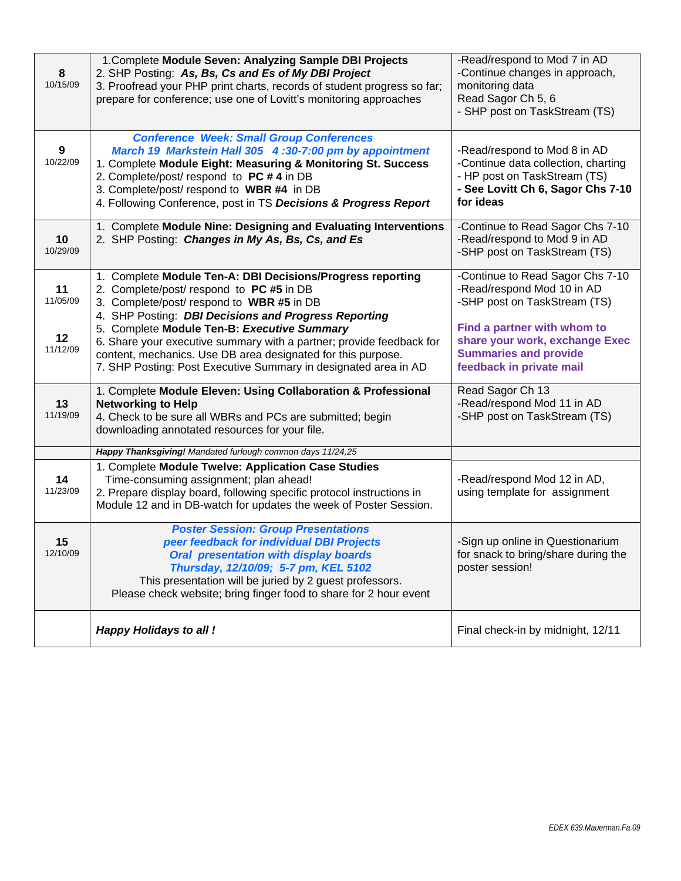| | | |
|---|---|---|
| **8** 10/15/09 | 1.Complete **Module Seven: Analyzing Sample DBI Projects**<br>2. SHP Posting: ***As, Bs, Cs and Es of My DBI Project***<br>3. Proofread your PHP print charts, records of student progress so far; prepare for conference; use one of Lovitt's monitoring approaches | -Read/respond to Mod 7 in AD<br>-Continue changes in approach, monitoring data<br>Read Sagor Ch 5, 6<br>- SHP post on TaskStream (TS) |
| **9** 10/22/09 | ***Conference Week: Small Group Conferences***<br>***March 19 Markstein Hall 305 4 :30-7:00 pm by appointment***<br>1. Complete **Module Eight: Measuring & Monitoring St. Success**<br>2. Complete/post/ respond to **PC # 4** in DB<br>3. Complete/post/ respond to **WBR #4** in DB<br>4. Following Conference, post in TS ***Decisions & Progress Report*** | -Read/respond to Mod 8 in AD<br>-Continue data collection, charting<br>- HP post on TaskStream (TS)<br>**- See Lovitt Ch 6, Sagor Chs 7-10 for ideas** |
| **10** 10/29/09 | 1. Complete **Module Nine: Designing and Evaluating Interventions**<br>2. SHP Posting: ***Changes in My As, Bs, Cs, and Es*** | -Continue to Read Sagor Chs 7-10<br>-Read/respond to Mod 9 in AD<br>-SHP post on TaskStream (TS) |
| **11** 11/05/09<br><br>**12** 11/12/09 | 1. Complete **Module Ten-A: DBI Decisions/Progress reporting**<br>2. Complete/post/ respond to **PC #5** in DB<br>3. Complete/post/ respond to **WBR #5** in DB<br>4. SHP Posting: ***DBI Decisions and Progress Reporting***<br>5. Complete **Module Ten-B: *Executive Summary***<br>6. Share your executive summary with a partner; provide feedback for content, mechanics. Use DB area designated for this purpose.<br>7. SHP Posting: Post Executive Summary in designated area in AD | -Continue to Read Sagor Chs 7-10<br>-Read/respond Mod 10 in AD<br>-SHP post on TaskStream (TS)<br><br>**Find a partner with whom to share your work, exchange Exec Summaries and provide feedback in private mail** |
| **13** 11/19/09 | 1. Complete **Module Eleven: Using Collaboration & Professional Networking to Help**<br>4. Check to be sure all WBRs and PCs are submitted; begin downloading annotated resources for your file. | Read Sagor Ch 13<br>-Read/respond Mod 11 in AD<br>-SHP post on TaskStream (TS) |
| | ***Happy Thanksgiving!*** *Mandated furlough common days 11/24,25* | |
| **14** 11/23/09 | 1. Complete **Module Twelve: Application Case Studies** Time-consuming assignment; plan ahead!<br>2. Prepare display board, following specific protocol instructions in Module 12 and in DB-watch for updates the week of Poster Session. | -Read/respond Mod 12 in AD, using template for assignment |
| **15** 12/10/09 | ***Poster Session: Group Presentations***<br>***peer feedback for individual DBI Projects***<br>***Oral presentation with display boards***<br>***Thursday, 12/10/09; 5-7 pm, KEL 5102***<br>This presentation will be juried by 2 guest professors.<br>Please check website; bring finger food to share for 2 hour event | -Sign up online in Questionarium for snack to bring/share during the poster session! |
| | ***Happy Holidays to all !*** | Final check-in by midnight, 12/11 |